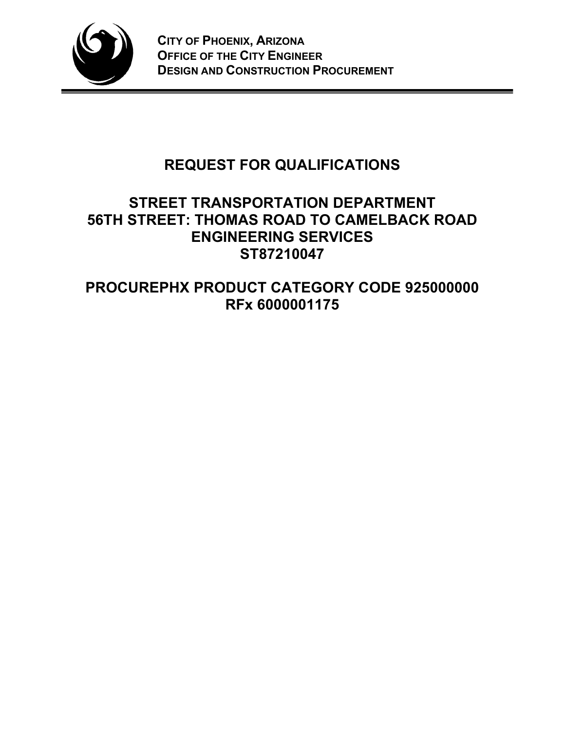**CITY OF PHOENIX, ARIZONA**
**OFFICE OF THE CITY ENGINEER**
**DESIGN AND CONSTRUCTION PROCUREMENT**

---

# REQUEST FOR QUALIFICATIONS

## STREET TRANSPORTATION DEPARTMENT
## 56TH STREET: THOMAS ROAD TO CAMELBACK ROAD
## ENGINEERING SERVICES
## ST87210047

## PROCUREPHX PRODUCT CATEGORY CODE 925000000
## RFx 6000001175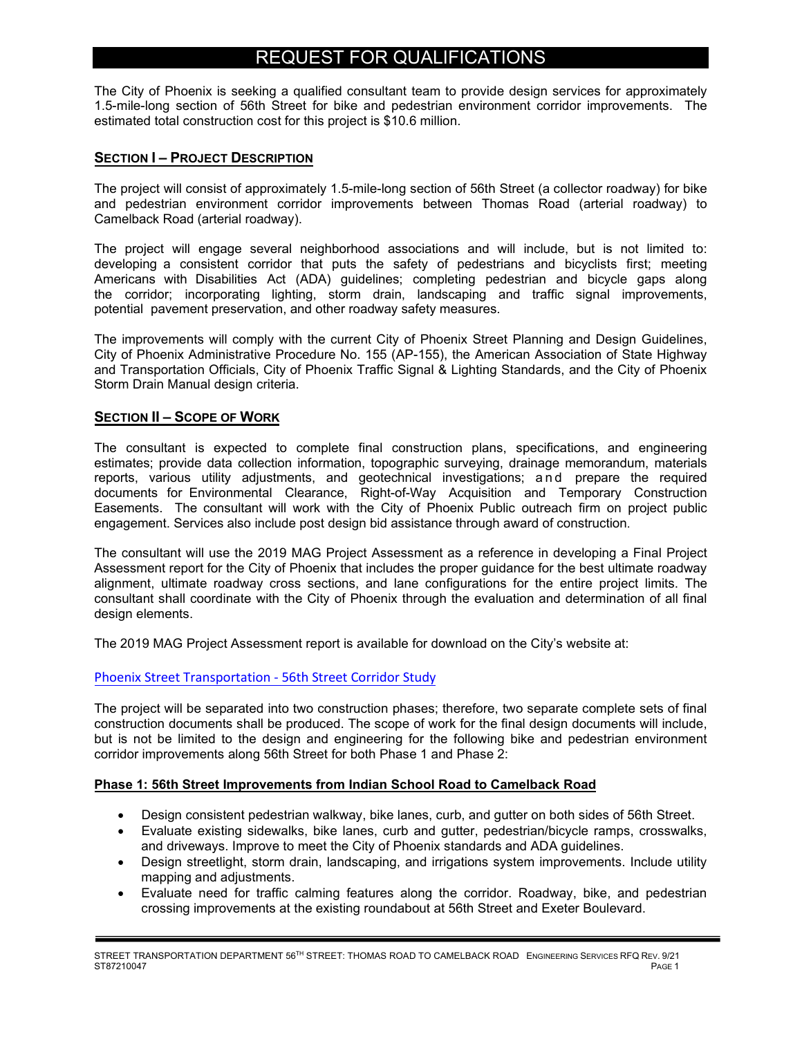# REQUEST FOR QUALIFICATIONS

The City of Phoenix is seeking a qualified consultant team to provide design services for approximately 1.5-mile-long section of 56th Street for bike and pedestrian environment corridor improvements. The estimated total construction cost for this project is $10.6 million.

## SECTION I – PROJECT DESCRIPTION

The project will consist of approximately 1.5-mile-long section of 56th Street (a collector roadway) for bike and pedestrian environment corridor improvements between Thomas Road (arterial roadway) to Camelback Road (arterial roadway).

The project will engage several neighborhood associations and will include, but is not limited to: developing a consistent corridor that puts the safety of pedestrians and bicyclists first; meeting Americans with Disabilities Act (ADA) guidelines; completing pedestrian and bicycle gaps along the corridor; incorporating lighting, storm drain, landscaping and traffic signal improvements, potential pavement preservation, and other roadway safety measures.

The improvements will comply with the current City of Phoenix Street Planning and Design Guidelines, City of Phoenix Administrative Procedure No. 155 (AP-155), the American Association of State Highway and Transportation Officials, City of Phoenix Traffic Signal & Lighting Standards, and the City of Phoenix Storm Drain Manual design criteria.

## SECTION II – SCOPE OF WORK

The consultant is expected to complete final construction plans, specifications, and engineering estimates; provide data collection information, topographic surveying, drainage memorandum, materials reports, various utility adjustments, and geotechnical investigations; and prepare the required documents for Environmental Clearance, Right-of-Way Acquisition and Temporary Construction Easements. The consultant will work with the City of Phoenix Public outreach firm on project public engagement. Services also include post design bid assistance through award of construction.

The consultant will use the 2019 MAG Project Assessment as a reference in developing a Final Project Assessment report for the City of Phoenix that includes the proper guidance for the best ultimate roadway alignment, ultimate roadway cross sections, and lane configurations for the entire project limits. The consultant shall coordinate with the City of Phoenix through the evaluation and determination of all final design elements.

The 2019 MAG Project Assessment report is available for download on the City's website at:

Phoenix Street Transportation - 56th Street Corridor Study

The project will be separated into two construction phases; therefore, two separate complete sets of final construction documents shall be produced. The scope of work for the final design documents will include, but is not be limited to the design and engineering for the following bike and pedestrian environment corridor improvements along 56th Street for both Phase 1 and Phase 2:

### Phase 1: 56th Street Improvements from Indian School Road to Camelback Road

- Design consistent pedestrian walkway, bike lanes, curb, and gutter on both sides of 56th Street.
- Evaluate existing sidewalks, bike lanes, curb and gutter, pedestrian/bicycle ramps, crosswalks, and driveways. Improve to meet the City of Phoenix standards and ADA guidelines.
- Design streetlight, storm drain, landscaping, and irrigations system improvements. Include utility mapping and adjustments.
- Evaluate need for traffic calming features along the corridor. Roadway, bike, and pedestrian crossing improvements at the existing roundabout at 56th Street and Exeter Boulevard.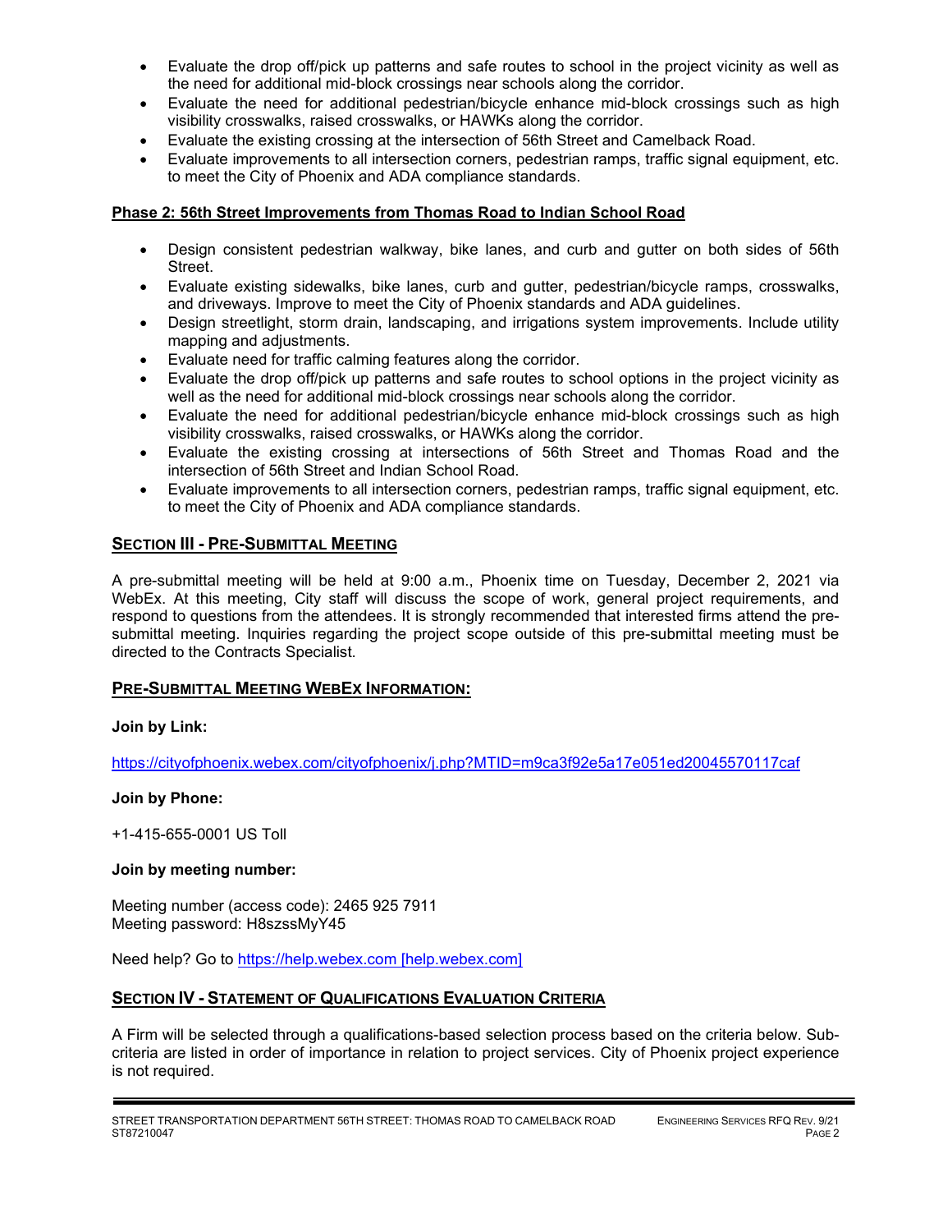- Evaluate the drop off/pick up patterns and safe routes to school in the project vicinity as well as the need for additional mid-block crossings near schools along the corridor.
- Evaluate the need for additional pedestrian/bicycle enhance mid-block crossings such as high visibility crosswalks, raised crosswalks, or HAWKs along the corridor.
- Evaluate the existing crossing at the intersection of 56th Street and Camelback Road.
- Evaluate improvements to all intersection corners, pedestrian ramps, traffic signal equipment, etc. to meet the City of Phoenix and ADA compliance standards.

**Phase 2: 56th Street Improvements from Thomas Road to Indian School Road**

- Design consistent pedestrian walkway, bike lanes, and curb and gutter on both sides of 56th Street.
- Evaluate existing sidewalks, bike lanes, curb and gutter, pedestrian/bicycle ramps, crosswalks, and driveways. Improve to meet the City of Phoenix standards and ADA guidelines.
- Design streetlight, storm drain, landscaping, and irrigations system improvements. Include utility mapping and adjustments.
- Evaluate need for traffic calming features along the corridor.
- Evaluate the drop off/pick up patterns and safe routes to school options in the project vicinity as well as the need for additional mid-block crossings near schools along the corridor.
- Evaluate the need for additional pedestrian/bicycle enhance mid-block crossings such as high visibility crosswalks, raised crosswalks, or HAWKs along the corridor.
- Evaluate the existing crossing at intersections of 56th Street and Thomas Road and the intersection of 56th Street and Indian School Road.
- Evaluate improvements to all intersection corners, pedestrian ramps, traffic signal equipment, etc. to meet the City of Phoenix and ADA compliance standards.

## SECTION III - PRE-SUBMITTAL MEETING

A pre-submittal meeting will be held at 9:00 a.m., Phoenix time on Tuesday, December 2, 2021 via WebEx. At this meeting, City staff will discuss the scope of work, general project requirements, and respond to questions from the attendees. It is strongly recommended that interested firms attend the pre-submittal meeting. Inquiries regarding the project scope outside of this pre-submittal meeting must be directed to the Contracts Specialist.

### PRE-SUBMITTAL MEETING WEBEX INFORMATION:

**Join by Link:**

https://cityofphoenix.webex.com/cityofphoenix/j.php?MTID=m9ca3f92e5a17e051ed20045570117caf

**Join by Phone:**

+1-415-655-0001 US Toll

**Join by meeting number:**

Meeting number (access code): 2465 925 7911
Meeting password: H8szssMyY45

Need help? Go to https://help.webex.com [help.webex.com]

## SECTION IV - STATEMENT OF QUALIFICATIONS EVALUATION CRITERIA

A Firm will be selected through a qualifications-based selection process based on the criteria below. Sub-criteria are listed in order of importance in relation to project services. City of Phoenix project experience is not required.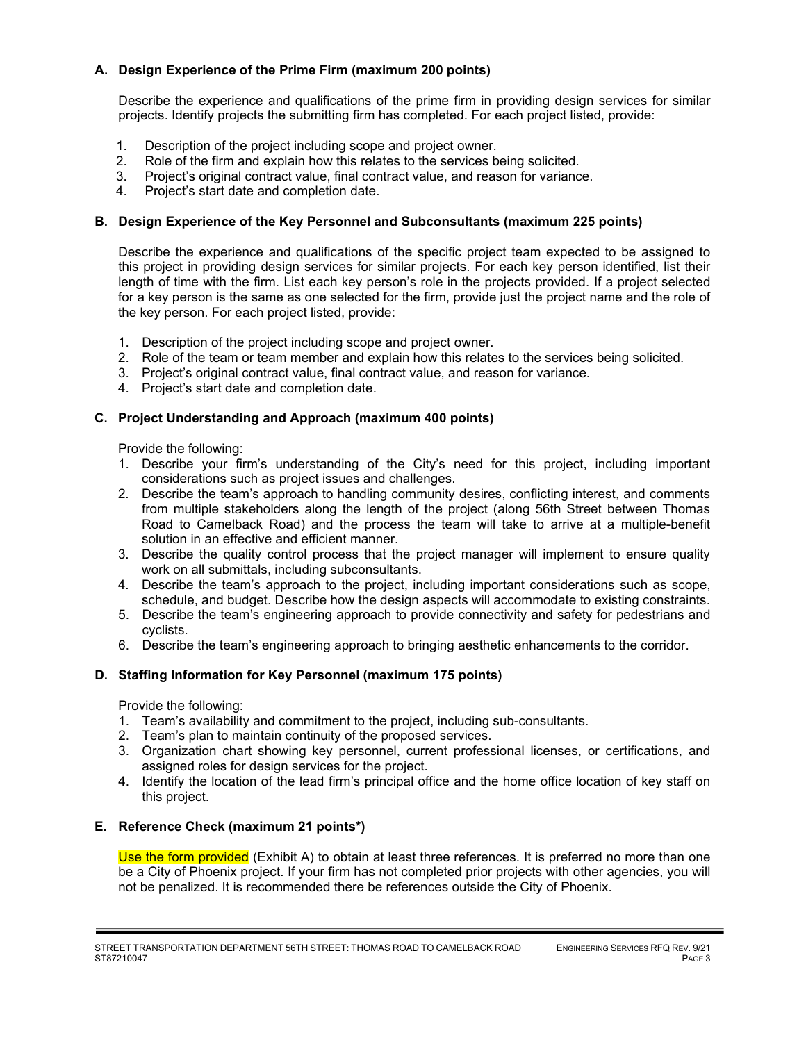### A. Design Experience of the Prime Firm (maximum 200 points)

Describe the experience and qualifications of the prime firm in providing design services for similar projects. Identify projects the submitting firm has completed. For each project listed, provide:

1. Description of the project including scope and project owner.
2. Role of the firm and explain how this relates to the services being solicited.
3. Project's original contract value, final contract value, and reason for variance.
4. Project's start date and completion date.

### B. Design Experience of the Key Personnel and Subconsultants (maximum 225 points)

Describe the experience and qualifications of the specific project team expected to be assigned to this project in providing design services for similar projects. For each key person identified, list their length of time with the firm. List each key person's role in the projects provided. If a project selected for a key person is the same as one selected for the firm, provide just the project name and the role of the key person. For each project listed, provide:

1. Description of the project including scope and project owner.
2. Role of the team or team member and explain how this relates to the services being solicited.
3. Project's original contract value, final contract value, and reason for variance.
4. Project's start date and completion date.

### C. Project Understanding and Approach (maximum 400 points)

Provide the following:

1. Describe your firm's understanding of the City's need for this project, including important considerations such as project issues and challenges.
2. Describe the team's approach to handling community desires, conflicting interest, and comments from multiple stakeholders along the length of the project (along 56th Street between Thomas Road to Camelback Road) and the process the team will take to arrive at a multiple-benefit solution in an effective and efficient manner.
3. Describe the quality control process that the project manager will implement to ensure quality work on all submittals, including subconsultants.
4. Describe the team's approach to the project, including important considerations such as scope, schedule, and budget. Describe how the design aspects will accommodate to existing constraints.
5. Describe the team's engineering approach to provide connectivity and safety for pedestrians and cyclists.
6. Describe the team's engineering approach to bringing aesthetic enhancements to the corridor.

### D. Staffing Information for Key Personnel (maximum 175 points)

Provide the following:

1. Team's availability and commitment to the project, including sub-consultants.
2. Team's plan to maintain continuity of the proposed services.
3. Organization chart showing key personnel, current professional licenses, or certifications, and assigned roles for design services for the project.
4. Identify the location of the lead firm's principal office and the home office location of key staff on this project.

### E. Reference Check (maximum 21 points*)

Use the form provided (Exhibit A) to obtain at least three references. It is preferred no more than one be a City of Phoenix project. If your firm has not completed prior projects with other agencies, you will not be penalized. It is recommended there be references outside the City of Phoenix.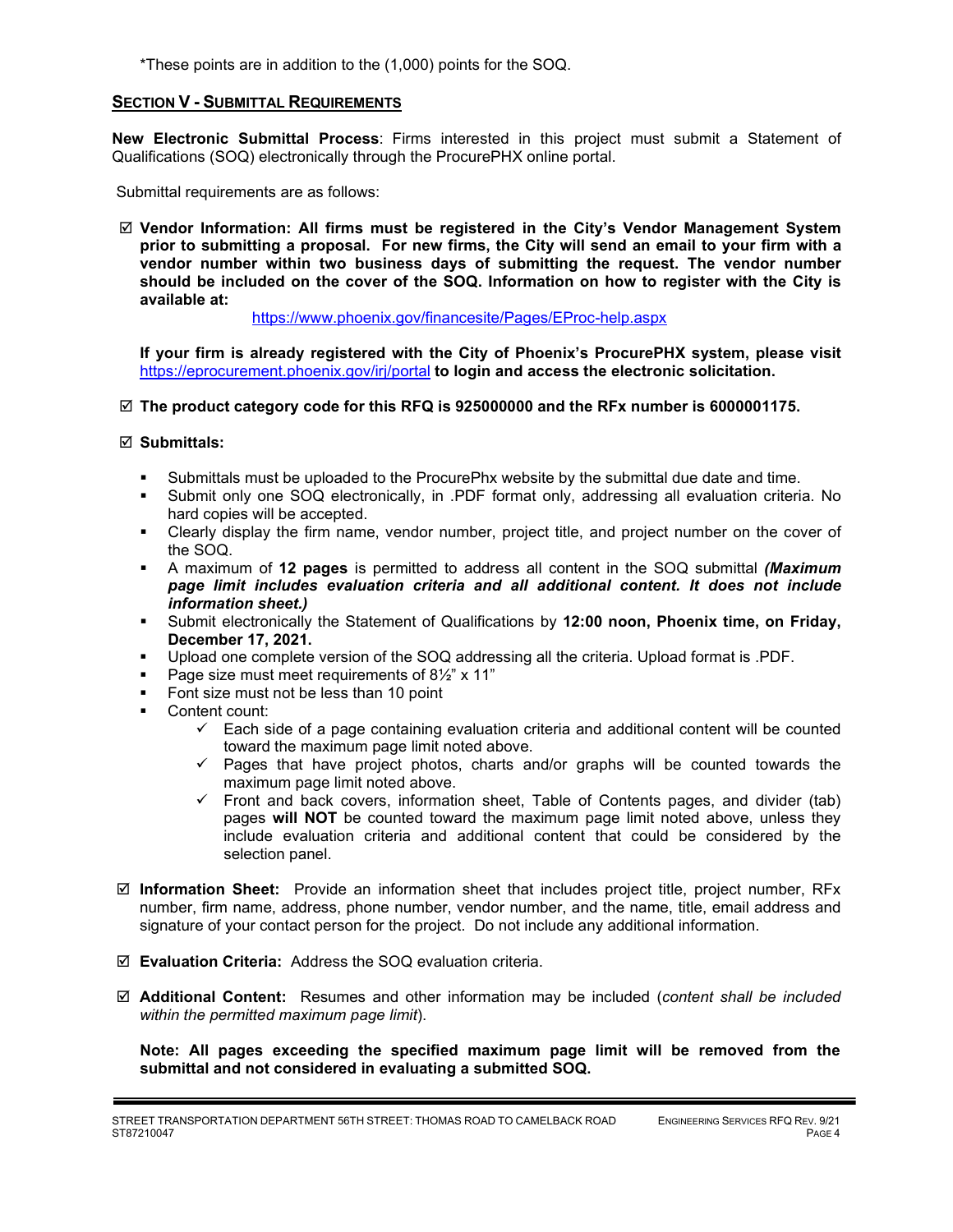*These points are in addition to the (1,000) points for the SOQ.

## SECTION V - SUBMITTAL REQUIREMENTS

**New Electronic Submittal Process**: Firms interested in this project must submit a Statement of Qualifications (SOQ) electronically through the ProcurePHX online portal.

Submittal requirements are as follows:

☑ **Vendor Information: All firms must be registered in the City's Vendor Management System prior to submitting a proposal. For new firms, the City will send an email to your firm with a vendor number within two business days of submitting the request. The vendor number should be included on the cover of the SOQ. Information on how to register with the City is available at:**

https://www.phoenix.gov/financesite/Pages/EProc-help.aspx

**If your firm is already registered with the City of Phoenix's ProcurePHX system, please visit** https://eprocurement.phoenix.gov/irj/portal **to login and access the electronic solicitation.**

☑ **The product category code for this RFQ is 925000000 and the RFx number is 6000001175.**

☑ **Submittals:**

- Submittals must be uploaded to the ProcurePhx website by the submittal due date and time.
- Submit only one SOQ electronically, in .PDF format only, addressing all evaluation criteria. No hard copies will be accepted.
- Clearly display the firm name, vendor number, project title, and project number on the cover of the SOQ.
- A maximum of **12 pages** is permitted to address all content in the SOQ submittal ***(Maximum page limit includes evaluation criteria and all additional content. It does not include information sheet.)***
- Submit electronically the Statement of Qualifications by **12:00 noon, Phoenix time, on Friday, December 17, 2021.**
- Upload one complete version of the SOQ addressing all the criteria. Upload format is .PDF.
- Page size must meet requirements of 8½" x 11"
- Font size must not be less than 10 point
- Content count:
  - ✓ Each side of a page containing evaluation criteria and additional content will be counted toward the maximum page limit noted above.
  - ✓ Pages that have project photos, charts and/or graphs will be counted towards the maximum page limit noted above.
  - ✓ Front and back covers, information sheet, Table of Contents pages, and divider (tab) pages **will NOT** be counted toward the maximum page limit noted above, unless they include evaluation criteria and additional content that could be considered by the selection panel.

☑ **Information Sheet:** Provide an information sheet that includes project title, project number, RFx number, firm name, address, phone number, vendor number, and the name, title, email address and signature of your contact person for the project. Do not include any additional information.

☑ **Evaluation Criteria:** Address the SOQ evaluation criteria.

☑ **Additional Content:** Resumes and other information may be included (*content shall be included within the permitted maximum page limit*).

**Note: All pages exceeding the specified maximum page limit will be removed from the submittal and not considered in evaluating a submitted SOQ.**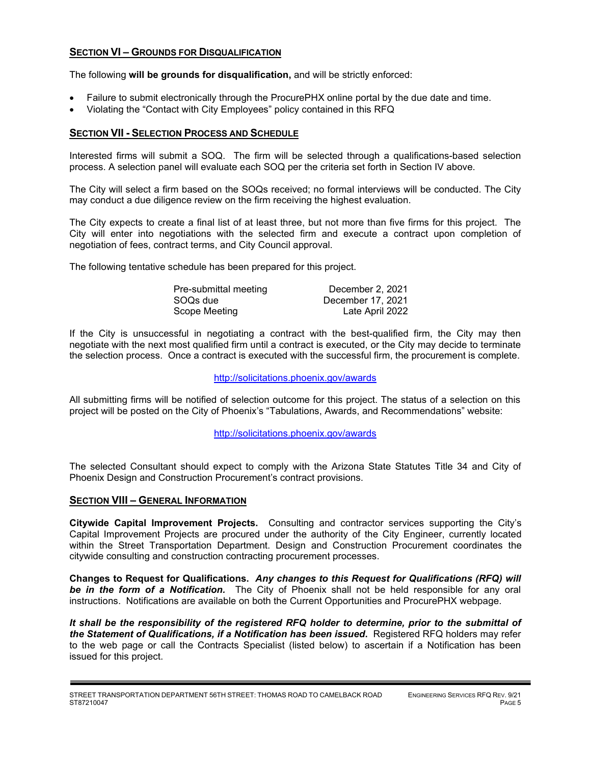## SECTION VI – GROUNDS FOR DISQUALIFICATION

The following **will be grounds for disqualification,** and will be strictly enforced:

- Failure to submit electronically through the ProcurePHX online portal by the due date and time.
- Violating the "Contact with City Employees" policy contained in this RFQ

## SECTION VII - SELECTION PROCESS AND SCHEDULE

Interested firms will submit a SOQ. The firm will be selected through a qualifications-based selection process. A selection panel will evaluate each SOQ per the criteria set forth in Section IV above.

The City will select a firm based on the SOQs received; no formal interviews will be conducted. The City may conduct a due diligence review on the firm receiving the highest evaluation.

The City expects to create a final list of at least three, but not more than five firms for this project. The City will enter into negotiations with the selected firm and execute a contract upon completion of negotiation of fees, contract terms, and City Council approval.

The following tentative schedule has been prepared for this project.

| | |
|---|---|
| Pre-submittal meeting | December 2, 2021 |
| SOQs due | December 17, 2021 |
| Scope Meeting | Late April 2022 |

If the City is unsuccessful in negotiating a contract with the best-qualified firm, the City may then negotiate with the next most qualified firm until a contract is executed, or the City may decide to terminate the selection process. Once a contract is executed with the successful firm, the procurement is complete.

http://solicitations.phoenix.gov/awards

All submitting firms will be notified of selection outcome for this project. The status of a selection on this project will be posted on the City of Phoenix's "Tabulations, Awards, and Recommendations" website:

http://solicitations.phoenix.gov/awards

The selected Consultant should expect to comply with the Arizona State Statutes Title 34 and City of Phoenix Design and Construction Procurement's contract provisions.

## SECTION VIII – GENERAL INFORMATION

**Citywide Capital Improvement Projects.** Consulting and contractor services supporting the City's Capital Improvement Projects are procured under the authority of the City Engineer, currently located within the Street Transportation Department. Design and Construction Procurement coordinates the citywide consulting and construction contracting procurement processes.

**Changes to Request for Qualifications.** ***Any changes to this Request for Qualifications (RFQ) will be in the form of a Notification.*** The City of Phoenix shall not be held responsible for any oral instructions. Notifications are available on both the Current Opportunities and ProcurePHX webpage.

***It shall be the responsibility of the registered RFQ holder to determine, prior to the submittal of the Statement of Qualifications, if a Notification has been issued.*** Registered RFQ holders may refer to the web page or call the Contracts Specialist (listed below) to ascertain if a Notification has been issued for this project.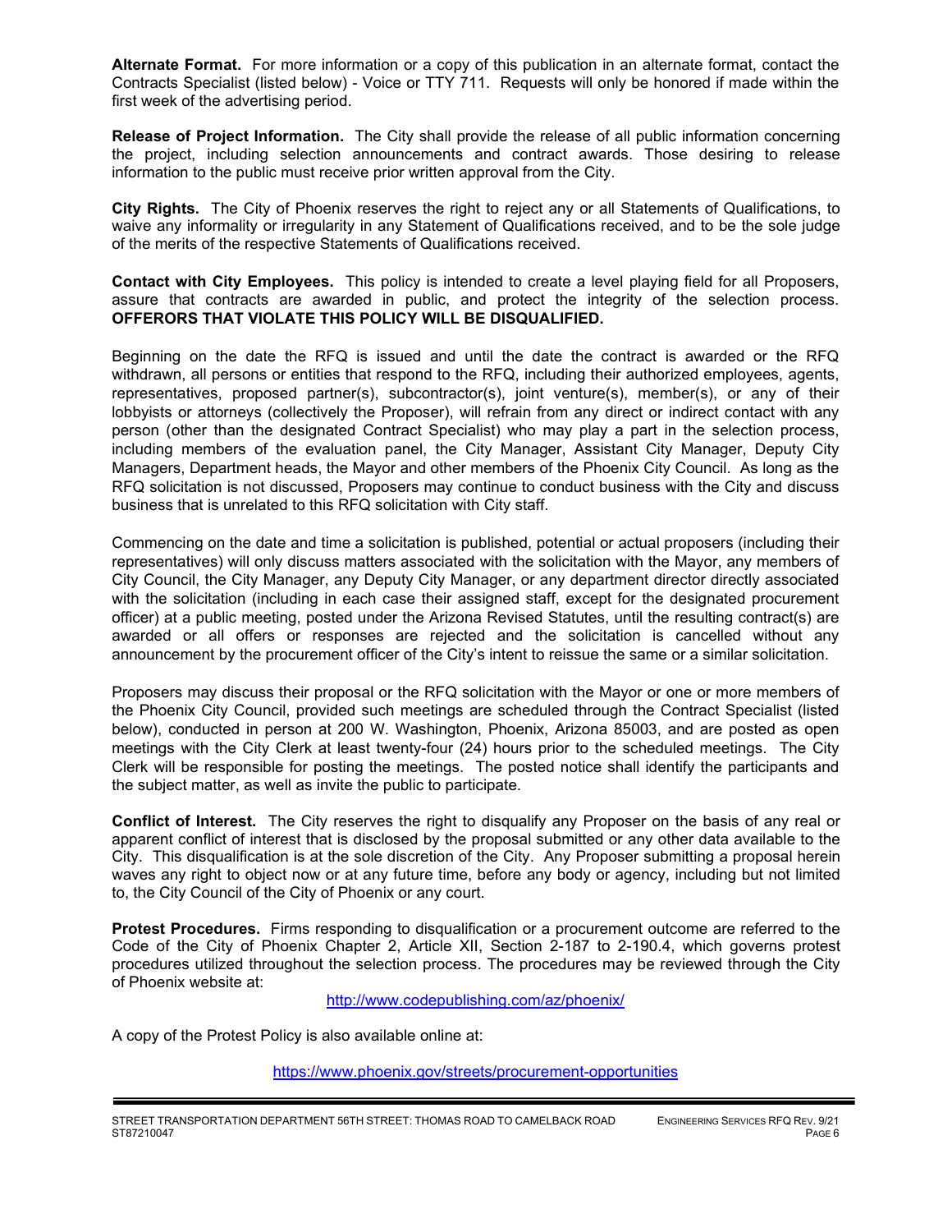**Alternate Format.** For more information or a copy of this publication in an alternate format, contact the Contracts Specialist (listed below) - Voice or TTY 711. Requests will only be honored if made within the first week of the advertising period.

**Release of Project Information.** The City shall provide the release of all public information concerning the project, including selection announcements and contract awards. Those desiring to release information to the public must receive prior written approval from the City.

**City Rights.** The City of Phoenix reserves the right to reject any or all Statements of Qualifications, to waive any informality or irregularity in any Statement of Qualifications received, and to be the sole judge of the merits of the respective Statements of Qualifications received.

**Contact with City Employees.** This policy is intended to create a level playing field for all Proposers, assure that contracts are awarded in public, and protect the integrity of the selection process. **OFFERORS THAT VIOLATE THIS POLICY WILL BE DISQUALIFIED.**

Beginning on the date the RFQ is issued and until the date the contract is awarded or the RFQ withdrawn, all persons or entities that respond to the RFQ, including their authorized employees, agents, representatives, proposed partner(s), subcontractor(s), joint venture(s), member(s), or any of their lobbyists or attorneys (collectively the Proposer), will refrain from any direct or indirect contact with any person (other than the designated Contract Specialist) who may play a part in the selection process, including members of the evaluation panel, the City Manager, Assistant City Manager, Deputy City Managers, Department heads, the Mayor and other members of the Phoenix City Council. As long as the RFQ solicitation is not discussed, Proposers may continue to conduct business with the City and discuss business that is unrelated to this RFQ solicitation with City staff.

Commencing on the date and time a solicitation is published, potential or actual proposers (including their representatives) will only discuss matters associated with the solicitation with the Mayor, any members of City Council, the City Manager, any Deputy City Manager, or any department director directly associated with the solicitation (including in each case their assigned staff, except for the designated procurement officer) at a public meeting, posted under the Arizona Revised Statutes, until the resulting contract(s) are awarded or all offers or responses are rejected and the solicitation is cancelled without any announcement by the procurement officer of the City's intent to reissue the same or a similar solicitation.

Proposers may discuss their proposal or the RFQ solicitation with the Mayor or one or more members of the Phoenix City Council, provided such meetings are scheduled through the Contract Specialist (listed below), conducted in person at 200 W. Washington, Phoenix, Arizona 85003, and are posted as open meetings with the City Clerk at least twenty-four (24) hours prior to the scheduled meetings. The City Clerk will be responsible for posting the meetings. The posted notice shall identify the participants and the subject matter, as well as invite the public to participate.

**Conflict of Interest.** The City reserves the right to disqualify any Proposer on the basis of any real or apparent conflict of interest that is disclosed by the proposal submitted or any other data available to the City. This disqualification is at the sole discretion of the City. Any Proposer submitting a proposal herein waves any right to object now or at any future time, before any body or agency, including but not limited to, the City Council of the City of Phoenix or any court.

**Protest Procedures.** Firms responding to disqualification or a procurement outcome are referred to the Code of the City of Phoenix Chapter 2, Article XII, Section 2-187 to 2-190.4, which governs protest procedures utilized throughout the selection process. The procedures may be reviewed through the City of Phoenix website at:

http://www.codepublishing.com/az/phoenix/

A copy of the Protest Policy is also available online at:

https://www.phoenix.gov/streets/procurement-opportunities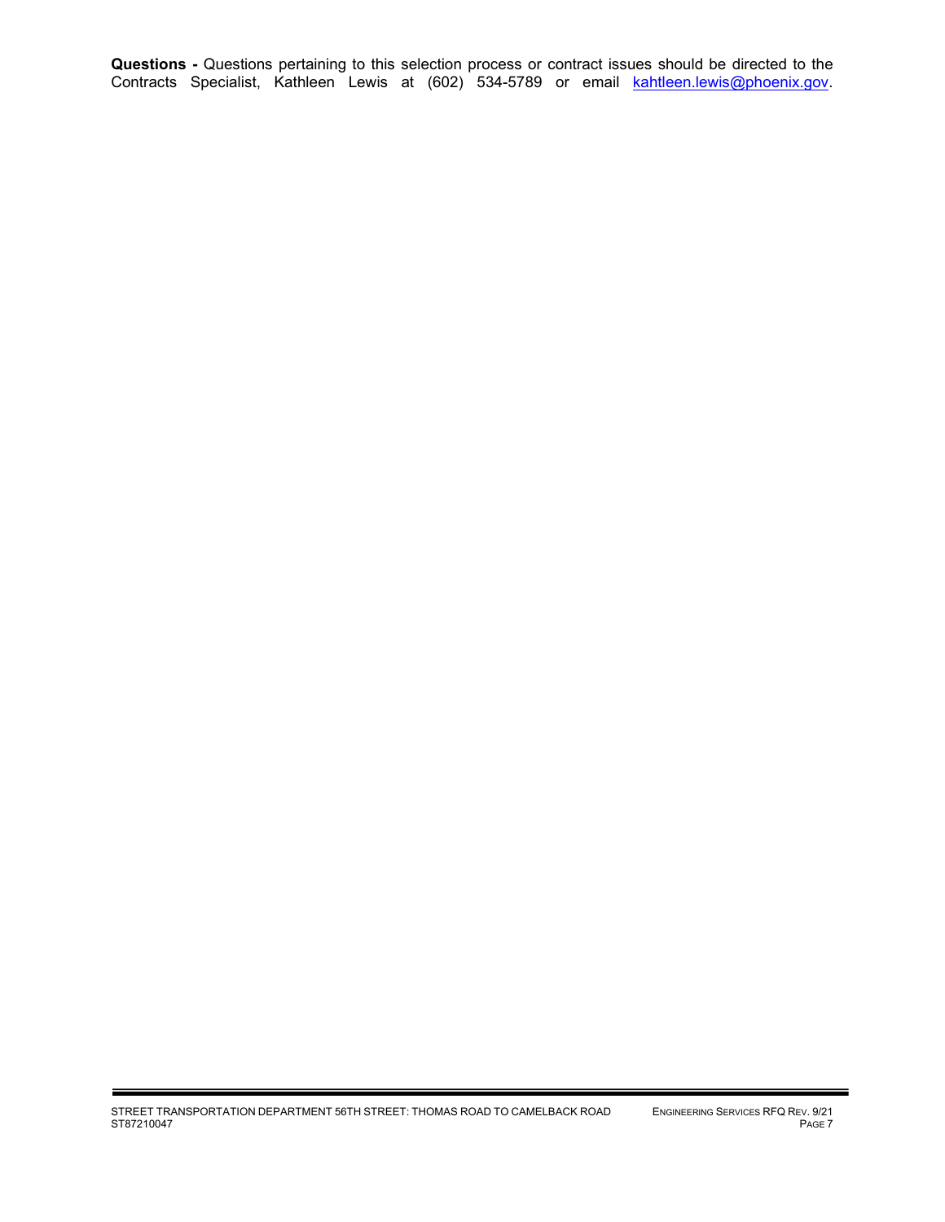**Questions -** Questions pertaining to this selection process or contract issues should be directed to the Contracts Specialist, Kathleen Lewis at (602) 534-5789 or email kahtleen.lewis@phoenix.gov.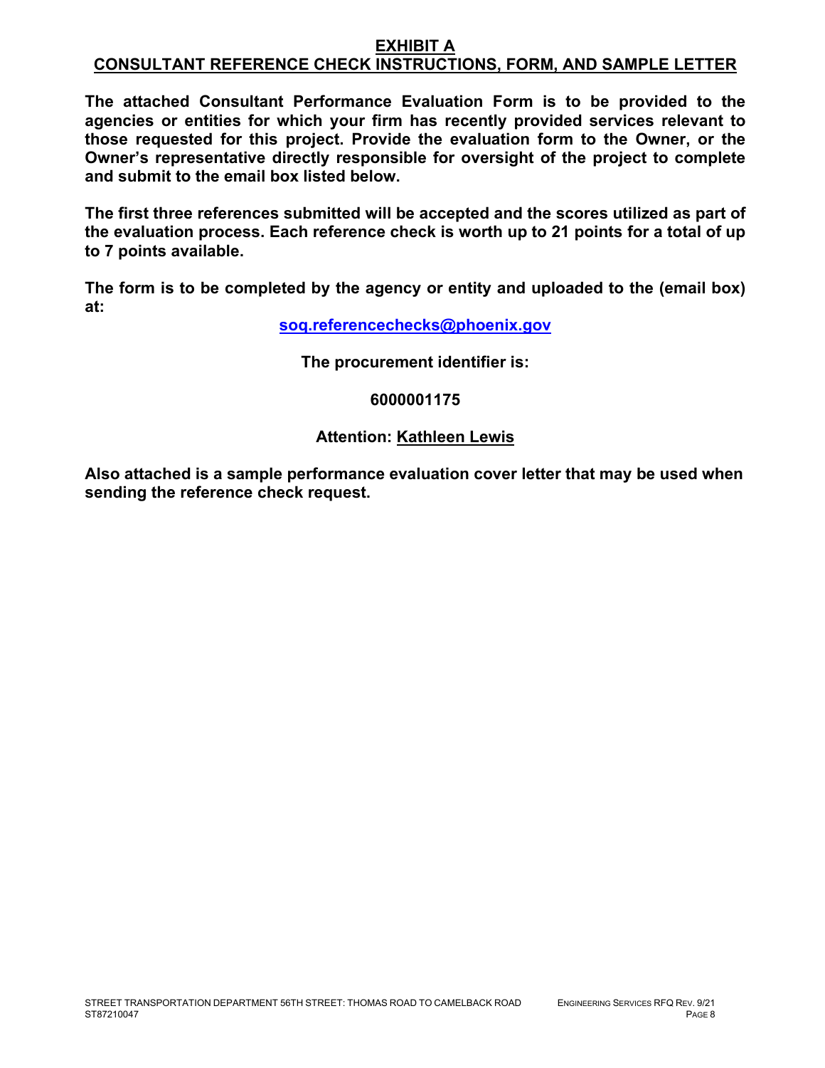# EXHIBIT A
## CONSULTANT REFERENCE CHECK INSTRUCTIONS, FORM, AND SAMPLE LETTER

**The attached Consultant Performance Evaluation Form is to be provided to the agencies or entities for which your firm has recently provided services relevant to those requested for this project. Provide the evaluation form to the Owner, or the Owner's representative directly responsible for oversight of the project to complete and submit to the email box listed below.**

**The first three references submitted will be accepted and the scores utilized as part of the evaluation process. Each reference check is worth up to 21 points for a total of up to 7 points available.**

**The form is to be completed by the agency or entity and uploaded to the (email box) at:**

**soq.referencechecks@phoenix.gov**

**The procurement identifier is:**

**6000001175**

**Attention: Kathleen Lewis**

**Also attached is a sample performance evaluation cover letter that may be used when sending the reference check request.**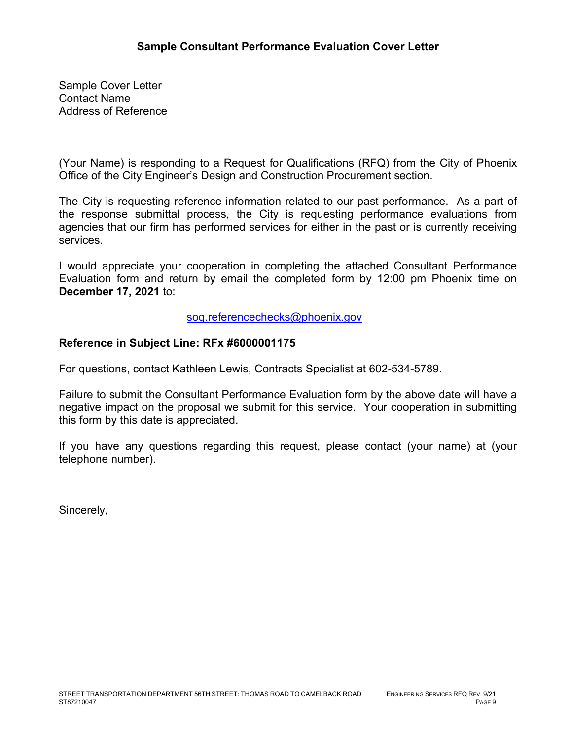## Sample Consultant Performance Evaluation Cover Letter

Sample Cover Letter
Contact Name
Address of Reference

(Your Name) is responding to a Request for Qualifications (RFQ) from the City of Phoenix Office of the City Engineer's Design and Construction Procurement section.

The City is requesting reference information related to our past performance. As a part of the response submittal process, the City is requesting performance evaluations from agencies that our firm has performed services for either in the past or is currently receiving services.

I would appreciate your cooperation in completing the attached Consultant Performance Evaluation form and return by email the completed form by 12:00 pm Phoenix time on **December 17, 2021** to:

soq.referencechecks@phoenix.gov

**Reference in Subject Line: RFx #6000001175**

For questions, contact Kathleen Lewis, Contracts Specialist at 602-534-5789.

Failure to submit the Consultant Performance Evaluation form by the above date will have a negative impact on the proposal we submit for this service. Your cooperation in submitting this form by this date is appreciated.

If you have any questions regarding this request, please contact (your name) at (your telephone number).

Sincerely,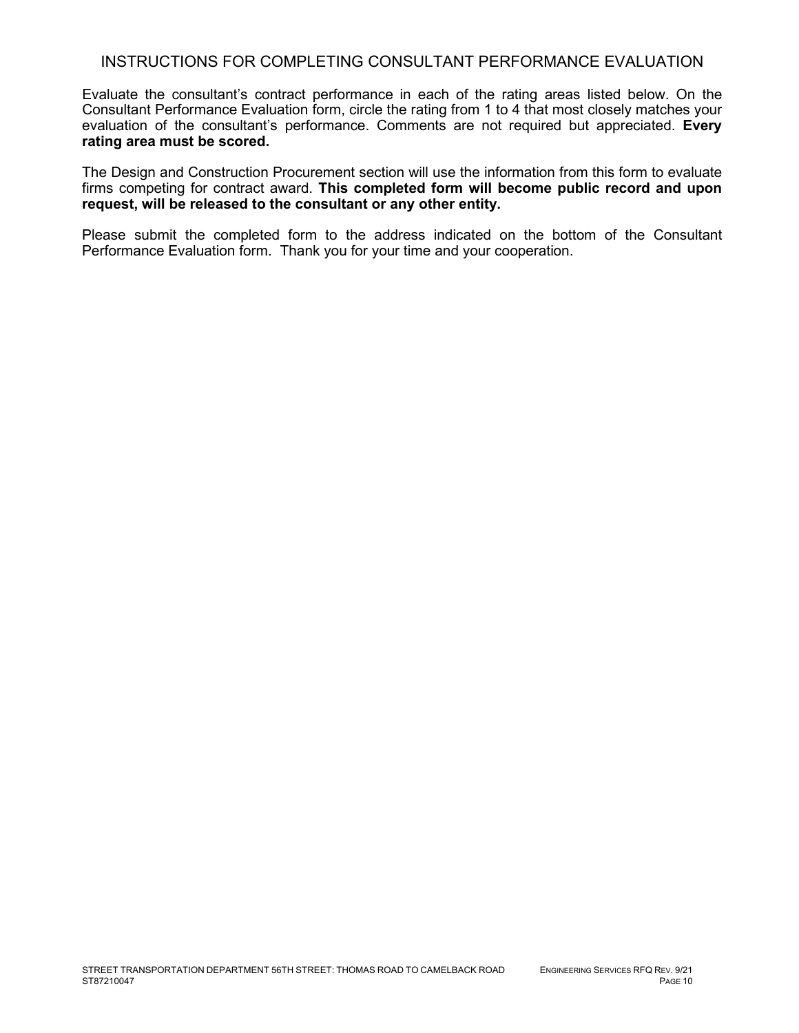## INSTRUCTIONS FOR COMPLETING CONSULTANT PERFORMANCE EVALUATION

Evaluate the consultant's contract performance in each of the rating areas listed below. On the Consultant Performance Evaluation form, circle the rating from 1 to 4 that most closely matches your evaluation of the consultant's performance. Comments are not required but appreciated. **Every rating area must be scored.**

The Design and Construction Procurement section will use the information from this form to evaluate firms competing for contract award. **This completed form will become public record and upon request, will be released to the consultant or any other entity.**

Please submit the completed form to the address indicated on the bottom of the Consultant Performance Evaluation form. Thank you for your time and your cooperation.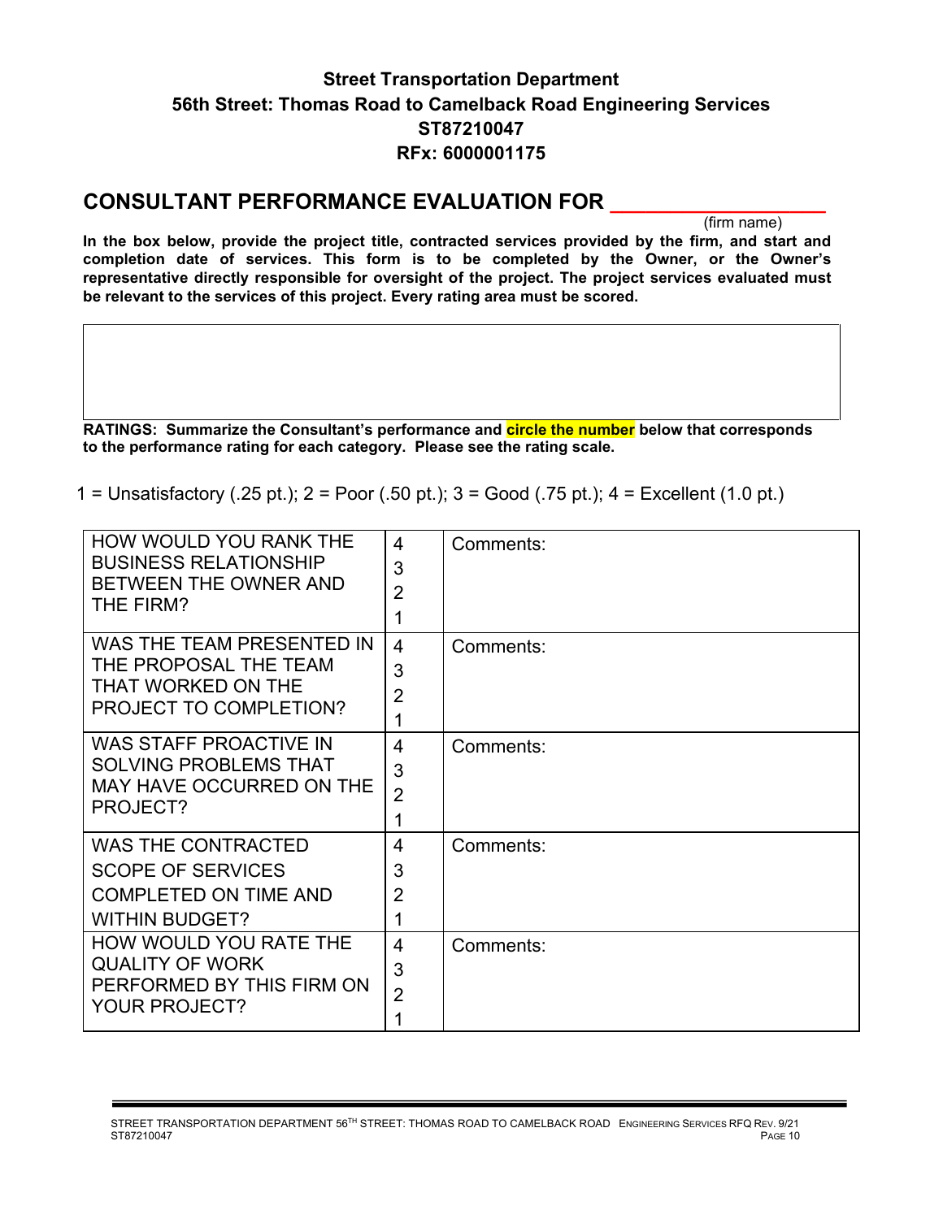**Street Transportation Department**

**56th Street: Thomas Road to Camelback Road Engineering Services**

**ST87210047**

**RFx: 6000001175**

## CONSULTANT PERFORMANCE EVALUATION FOR ___________________

(firm name)

**In the box below, provide the project title, contracted services provided by the firm, and start and completion date of services. This form is to be completed by the Owner, or the Owner's representative directly responsible for oversight of the project. The project services evaluated must be relevant to the services of this project. Every rating area must be scored.**

| |
|---|
| |

**RATINGS: Summarize the Consultant's performance and circle the number below that corresponds to the performance rating for each category. Please see the rating scale.**

1 = Unsatisfactory (.25 pt.); 2 = Poor (.50 pt.); 3 = Good (.75 pt.); 4 = Excellent (1.0 pt.)

| Question | Rating | Comments |
|---|---|---|
| HOW WOULD YOU RANK THE BUSINESS RELATIONSHIP BETWEEN THE OWNER AND THE FIRM? | 4<br>3<br>2<br>1 | Comments: |
| WAS THE TEAM PRESENTED IN THE PROPOSAL THE TEAM THAT WORKED ON THE PROJECT TO COMPLETION? | 4<br>3<br>2<br>1 | Comments: |
| WAS STAFF PROACTIVE IN SOLVING PROBLEMS THAT MAY HAVE OCCURRED ON THE PROJECT? | 4<br>3<br>2<br>1 | Comments: |
| WAS THE CONTRACTED SCOPE OF SERVICES COMPLETED ON TIME AND WITHIN BUDGET? | 4<br>3<br>2<br>1 | Comments: |
| HOW WOULD YOU RATE THE QUALITY OF WORK PERFORMED BY THIS FIRM ON YOUR PROJECT? | 4<br>3<br>2<br>1 | Comments: |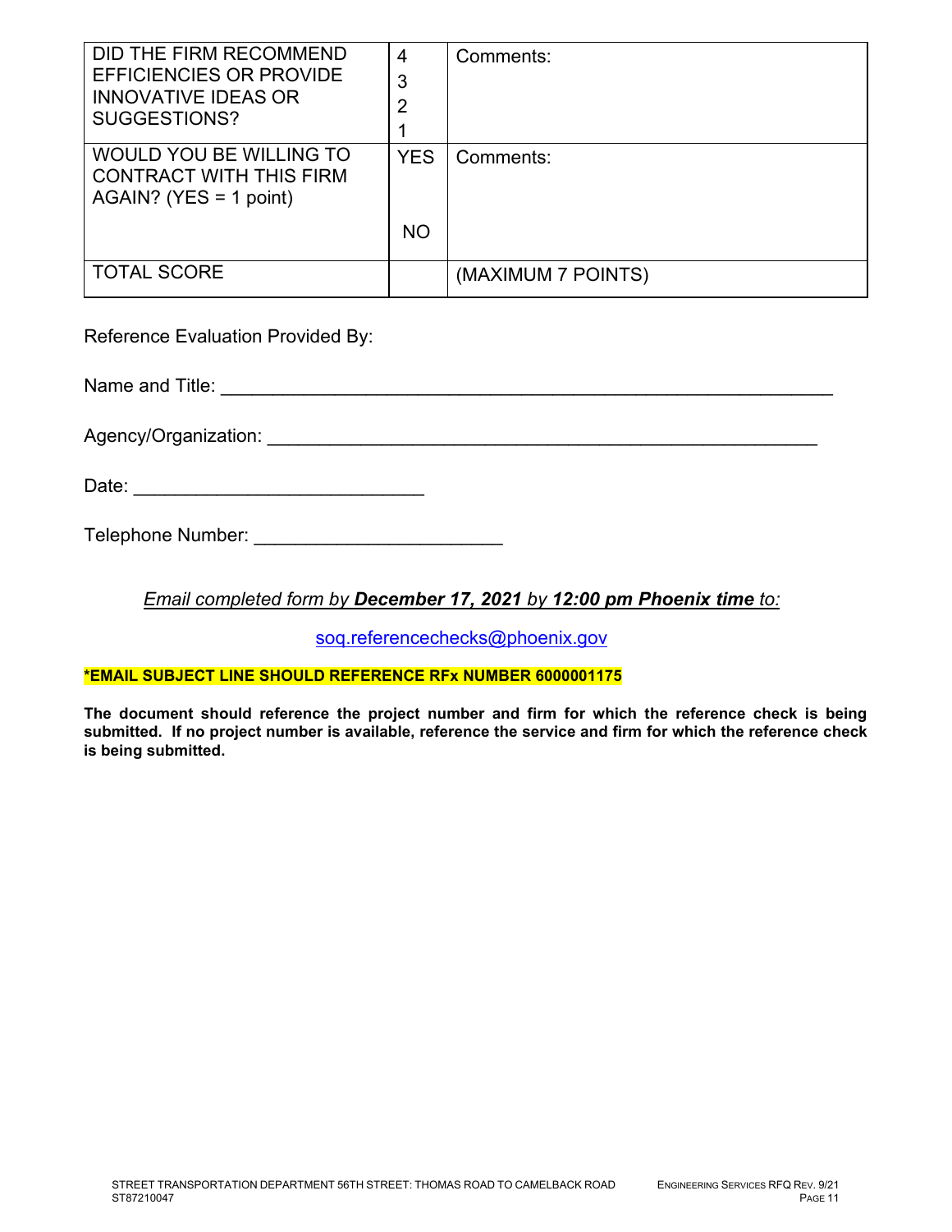| | | |
|---|---|---|
| DID THE FIRM RECOMMEND EFFICIENCIES OR PROVIDE INNOVATIVE IDEAS OR SUGGESTIONS? | 4<br>3<br>2<br>1 | Comments: |
| WOULD YOU BE WILLING TO CONTRACT WITH THIS FIRM AGAIN? (YES = 1 point) | YES<br><br>NO | Comments: |
| TOTAL SCORE | | (MAXIMUM 7 POINTS) |

Reference Evaluation Provided By:

Name and Title: ___________________________________________________________

Agency/Organization: ______________________________________________________

Date: ____________________________

Telephone Number: ________________________

*Email completed form by **December 17, 2021** by **12:00 pm Phoenix time** to:*

soq.referencechecks@phoenix.gov

**\*EMAIL SUBJECT LINE SHOULD REFERENCE RFx NUMBER 6000001175**

**The document should reference the project number and firm for which the reference check is being submitted. If no project number is available, reference the service and firm for which the reference check is being submitted.**